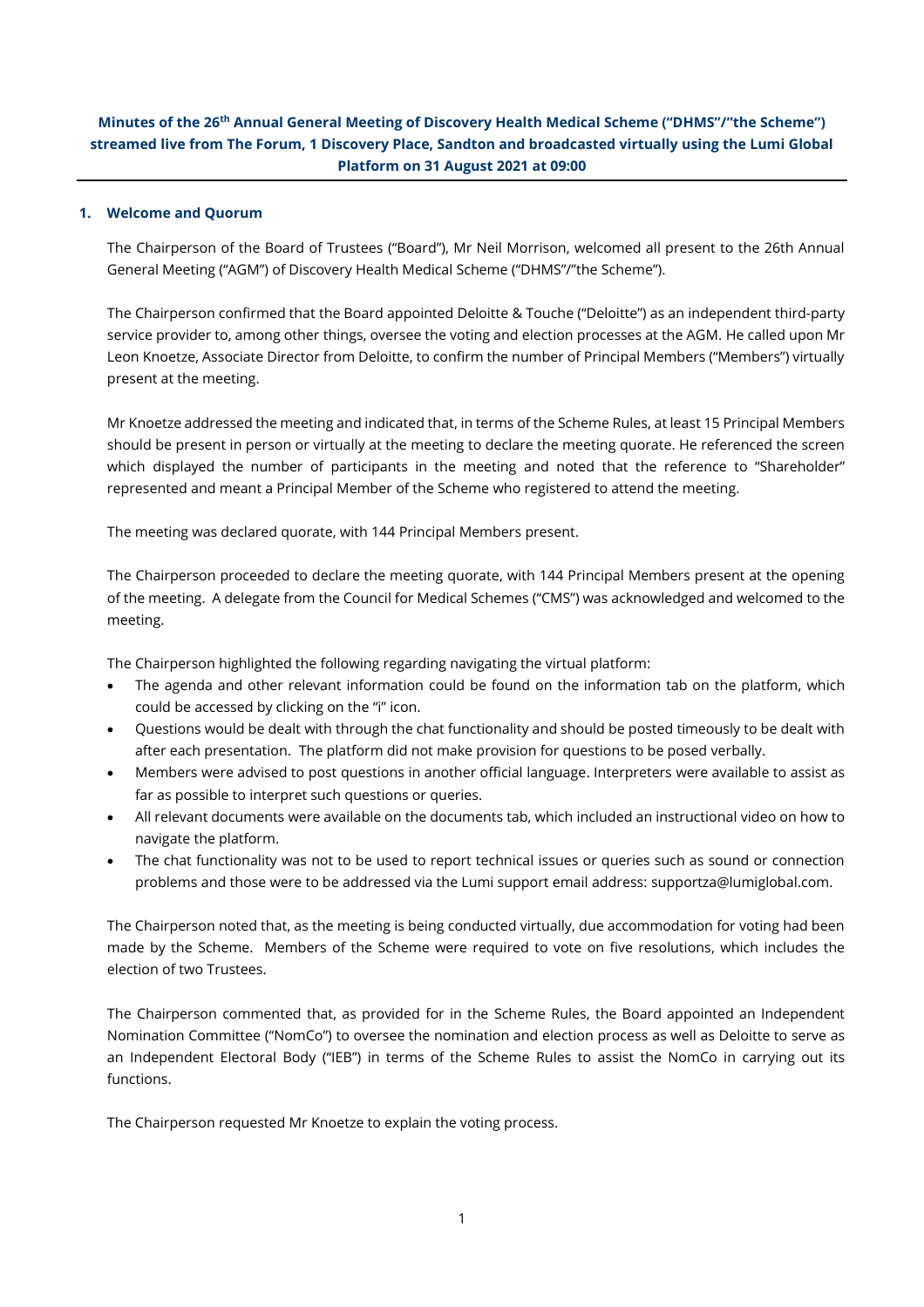**Minutes of the 26th Annual General Meeting of Discovery Health Medical Scheme ("DHMS"/"the Scheme") streamed live from The Forum, 1 Discovery Place, Sandton and broadcasted virtually using the Lumi Global Platform on 31 August 2021 at 09:00**

## 1. Welcome and Quorum

The Chairperson of the Board of Trustees ("Board"), Mr Neil Morrison, welcomed all present to the 26th Annual General Meeting ("AGM") of Discovery Health Medical Scheme ("DHMS"/"the Scheme").

The Chairperson confirmed that the Board appointed Deloitte & Touche ("Deloitte") as an independent third-party service provider to, among other things, oversee the voting and election processes at the AGM. He called upon Mr Leon Knoetze, Associate Director from Deloitte, to confirm the number of Principal Members ("Members") virtually present at the meeting.

Mr Knoetze addressed the meeting and indicated that, in terms of the Scheme Rules, at least 15 Principal Members should be present in person or virtually at the meeting to declare the meeting quorate. He referenced the screen which displayed the number of participants in the meeting and noted that the reference to "Shareholder" represented and meant a Principal Member of the Scheme who registered to attend the meeting.

The meeting was declared quorate, with 144 Principal Members present.

The Chairperson proceeded to declare the meeting quorate, with 144 Principal Members present at the opening of the meeting. A delegate from the Council for Medical Schemes ("CMS") was acknowledged and welcomed to the meeting.

The Chairperson highlighted the following regarding navigating the virtual platform:

- The agenda and other relevant information could be found on the information tab on the platform, which could be accessed by clicking on the "i" icon.
- Questions would be dealt with through the chat functionality and should be posted timeously to be dealt with after each presentation. The platform did not make provision for questions to be posed verbally.
- Members were advised to post questions in another official language. Interpreters were available to assist as far as possible to interpret such questions or queries.
- All relevant documents were available on the documents tab, which included an instructional video on how to navigate the platform.
- The chat functionality was not to be used to report technical issues or queries such as sound or connection problems and those were to be addressed via the Lumi support email address: supportza@lumiglobal.com.

The Chairperson noted that, as the meeting is being conducted virtually, due accommodation for voting had been made by the Scheme. Members of the Scheme were required to vote on five resolutions, which includes the election of two Trustees.

The Chairperson commented that, as provided for in the Scheme Rules, the Board appointed an Independent Nomination Committee ("NomCo") to oversee the nomination and election process as well as Deloitte to serve as an Independent Electoral Body ("IEB") in terms of the Scheme Rules to assist the NomCo in carrying out its functions.

The Chairperson requested Mr Knoetze to explain the voting process.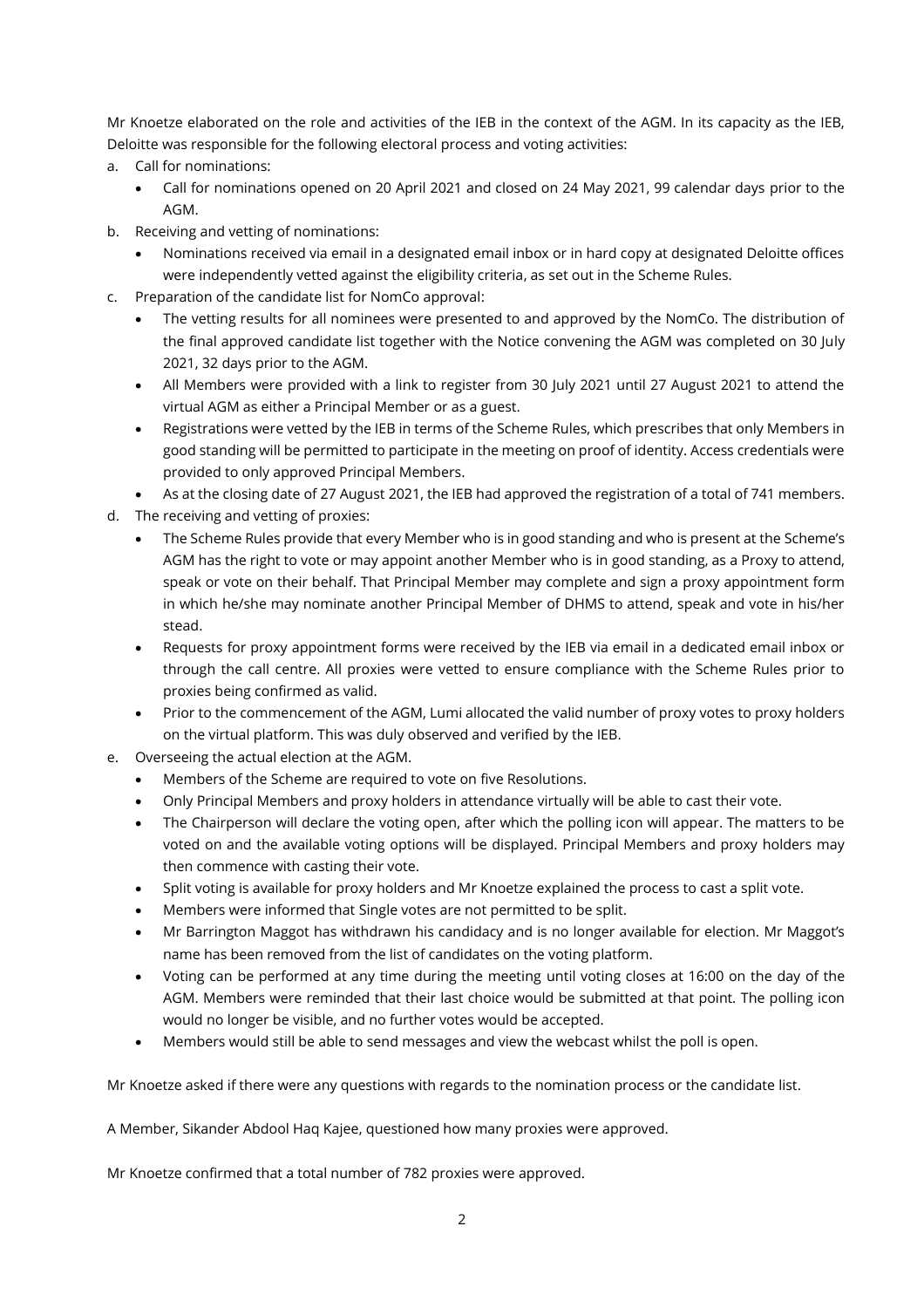Mr Knoetze elaborated on the role and activities of the IEB in the context of the AGM. In its capacity as the IEB, Deloitte was responsible for the following electoral process and voting activities:

a. Call for nominations:
   - Call for nominations opened on 20 April 2021 and closed on 24 May 2021, 99 calendar days prior to the AGM.
b. Receiving and vetting of nominations:
   - Nominations received via email in a designated email inbox or in hard copy at designated Deloitte offices were independently vetted against the eligibility criteria, as set out in the Scheme Rules.
c. Preparation of the candidate list for NomCo approval:
   - The vetting results for all nominees were presented to and approved by the NomCo. The distribution of the final approved candidate list together with the Notice convening the AGM was completed on 30 July 2021, 32 days prior to the AGM.
   - All Members were provided with a link to register from 30 July 2021 until 27 August 2021 to attend the virtual AGM as either a Principal Member or as a guest.
   - Registrations were vetted by the IEB in terms of the Scheme Rules, which prescribes that only Members in good standing will be permitted to participate in the meeting on proof of identity. Access credentials were provided to only approved Principal Members.
   - As at the closing date of 27 August 2021, the IEB had approved the registration of a total of 741 members.
d. The receiving and vetting of proxies:
   - The Scheme Rules provide that every Member who is in good standing and who is present at the Scheme's AGM has the right to vote or may appoint another Member who is in good standing, as a Proxy to attend, speak or vote on their behalf. That Principal Member may complete and sign a proxy appointment form in which he/she may nominate another Principal Member of DHMS to attend, speak and vote in his/her stead.
   - Requests for proxy appointment forms were received by the IEB via email in a dedicated email inbox or through the call centre. All proxies were vetted to ensure compliance with the Scheme Rules prior to proxies being confirmed as valid.
   - Prior to the commencement of the AGM, Lumi allocated the valid number of proxy votes to proxy holders on the virtual platform. This was duly observed and verified by the IEB.
e. Overseeing the actual election at the AGM.
   - Members of the Scheme are required to vote on five Resolutions.
   - Only Principal Members and proxy holders in attendance virtually will be able to cast their vote.
   - The Chairperson will declare the voting open, after which the polling icon will appear. The matters to be voted on and the available voting options will be displayed. Principal Members and proxy holders may then commence with casting their vote.
   - Split voting is available for proxy holders and Mr Knoetze explained the process to cast a split vote.
   - Members were informed that Single votes are not permitted to be split.
   - Mr Barrington Maggot has withdrawn his candidacy and is no longer available for election. Mr Maggot's name has been removed from the list of candidates on the voting platform.
   - Voting can be performed at any time during the meeting until voting closes at 16:00 on the day of the AGM. Members were reminded that their last choice would be submitted at that point. The polling icon would no longer be visible, and no further votes would be accepted.
   - Members would still be able to send messages and view the webcast whilst the poll is open.

Mr Knoetze asked if there were any questions with regards to the nomination process or the candidate list.

A Member, Sikander Abdool Haq Kajee, questioned how many proxies were approved.

Mr Knoetze confirmed that a total number of 782 proxies were approved.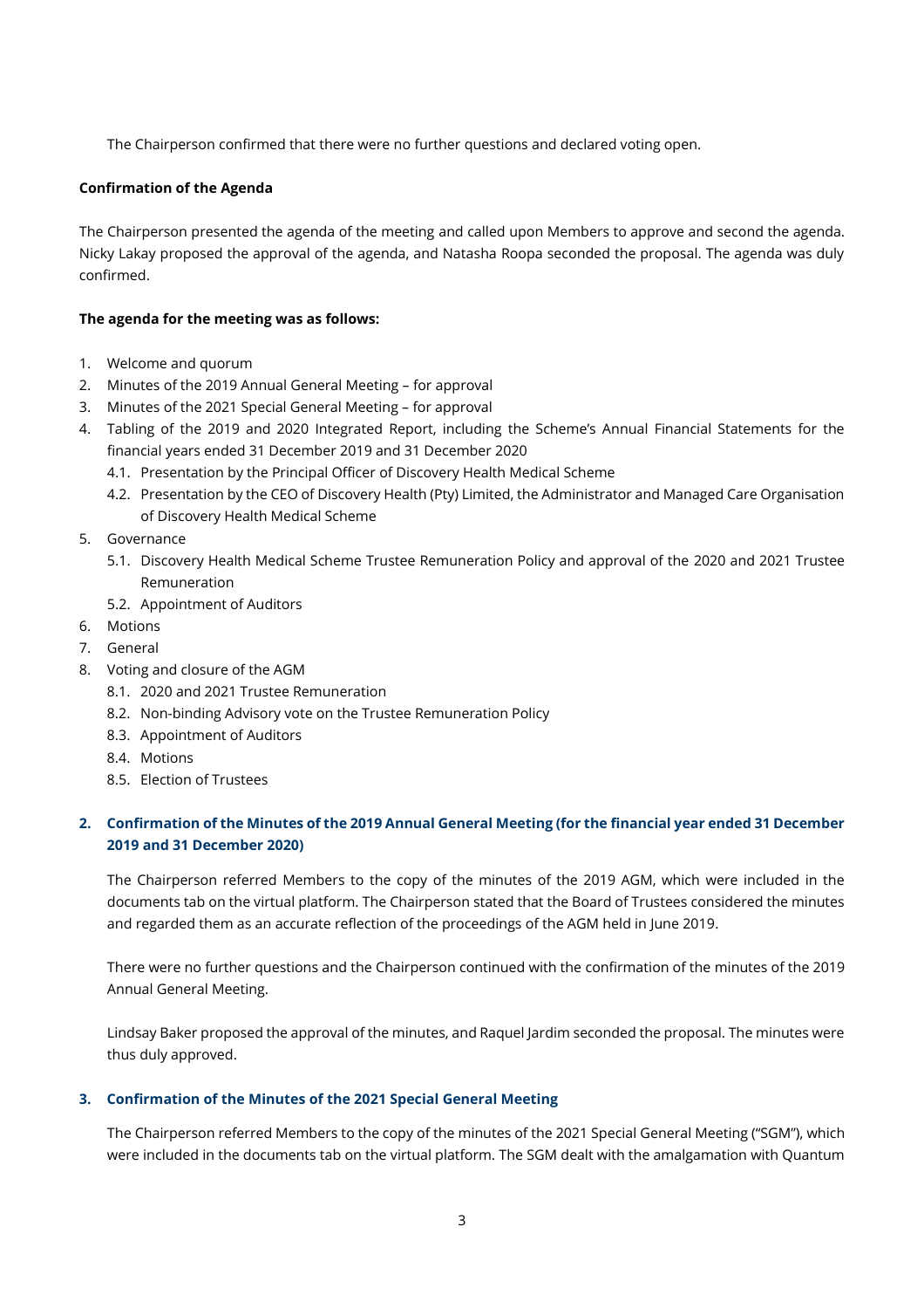The Chairperson confirmed that there were no further questions and declared voting open.

**Confirmation of the Agenda**

The Chairperson presented the agenda of the meeting and called upon Members to approve and second the agenda. Nicky Lakay proposed the approval of the agenda, and Natasha Roopa seconded the proposal. The agenda was duly confirmed.

**The agenda for the meeting was as follows:**

1. Welcome and quorum
2. Minutes of the 2019 Annual General Meeting – for approval
3. Minutes of the 2021 Special General Meeting – for approval
4. Tabling of the 2019 and 2020 Integrated Report, including the Scheme's Annual Financial Statements for the financial years ended 31 December 2019 and 31 December 2020
   - 4.1. Presentation by the Principal Officer of Discovery Health Medical Scheme
   - 4.2. Presentation by the CEO of Discovery Health (Pty) Limited, the Administrator and Managed Care Organisation of Discovery Health Medical Scheme
5. Governance
   - 5.1. Discovery Health Medical Scheme Trustee Remuneration Policy and approval of the 2020 and 2021 Trustee Remuneration
   - 5.2. Appointment of Auditors
6. Motions
7. General
8. Voting and closure of the AGM
   - 8.1. 2020 and 2021 Trustee Remuneration
   - 8.2. Non-binding Advisory vote on the Trustee Remuneration Policy
   - 8.3. Appointment of Auditors
   - 8.4. Motions
   - 8.5. Election of Trustees

## 2. Confirmation of the Minutes of the 2019 Annual General Meeting (for the financial year ended 31 December 2019 and 31 December 2020)

The Chairperson referred Members to the copy of the minutes of the 2019 AGM, which were included in the documents tab on the virtual platform. The Chairperson stated that the Board of Trustees considered the minutes and regarded them as an accurate reflection of the proceedings of the AGM held in June 2019.

There were no further questions and the Chairperson continued with the confirmation of the minutes of the 2019 Annual General Meeting.

Lindsay Baker proposed the approval of the minutes, and Raquel Jardim seconded the proposal. The minutes were thus duly approved.

## 3. Confirmation of the Minutes of the 2021 Special General Meeting

The Chairperson referred Members to the copy of the minutes of the 2021 Special General Meeting ("SGM"), which were included in the documents tab on the virtual platform. The SGM dealt with the amalgamation with Quantum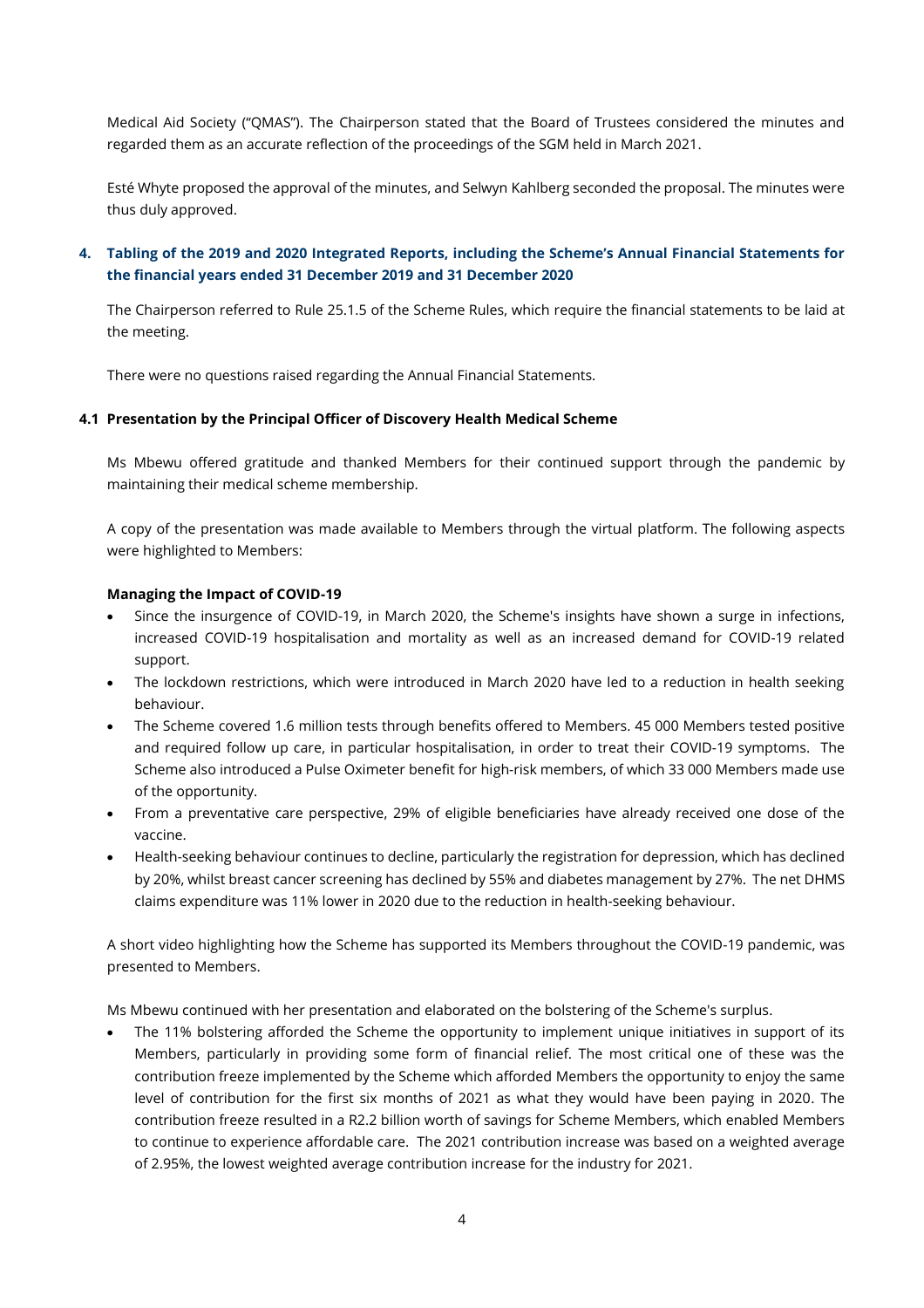Medical Aid Society ("QMAS"). The Chairperson stated that the Board of Trustees considered the minutes and regarded them as an accurate reflection of the proceedings of the SGM held in March 2021.

Esté Whyte proposed the approval of the minutes, and Selwyn Kahlberg seconded the proposal. The minutes were thus duly approved.

## 4. Tabling of the 2019 and 2020 Integrated Reports, including the Scheme's Annual Financial Statements for the financial years ended 31 December 2019 and 31 December 2020

The Chairperson referred to Rule 25.1.5 of the Scheme Rules, which require the financial statements to be laid at the meeting.

There were no questions raised regarding the Annual Financial Statements.

### 4.1 Presentation by the Principal Officer of Discovery Health Medical Scheme

Ms Mbewu offered gratitude and thanked Members for their continued support through the pandemic by maintaining their medical scheme membership.

A copy of the presentation was made available to Members through the virtual platform. The following aspects were highlighted to Members:

**Managing the Impact of COVID-19**

- Since the insurgence of COVID-19, in March 2020, the Scheme's insights have shown a surge in infections, increased COVID-19 hospitalisation and mortality as well as an increased demand for COVID-19 related support.
- The lockdown restrictions, which were introduced in March 2020 have led to a reduction in health seeking behaviour.
- The Scheme covered 1.6 million tests through benefits offered to Members. 45 000 Members tested positive and required follow up care, in particular hospitalisation, in order to treat their COVID-19 symptoms. The Scheme also introduced a Pulse Oximeter benefit for high-risk members, of which 33 000 Members made use of the opportunity.
- From a preventative care perspective, 29% of eligible beneficiaries have already received one dose of the vaccine.
- Health-seeking behaviour continues to decline, particularly the registration for depression, which has declined by 20%, whilst breast cancer screening has declined by 55% and diabetes management by 27%. The net DHMS claims expenditure was 11% lower in 2020 due to the reduction in health-seeking behaviour.

A short video highlighting how the Scheme has supported its Members throughout the COVID-19 pandemic, was presented to Members.

Ms Mbewu continued with her presentation and elaborated on the bolstering of the Scheme's surplus.

- The 11% bolstering afforded the Scheme the opportunity to implement unique initiatives in support of its Members, particularly in providing some form of financial relief. The most critical one of these was the contribution freeze implemented by the Scheme which afforded Members the opportunity to enjoy the same level of contribution for the first six months of 2021 as what they would have been paying in 2020. The contribution freeze resulted in a R2.2 billion worth of savings for Scheme Members, which enabled Members to continue to experience affordable care. The 2021 contribution increase was based on a weighted average of 2.95%, the lowest weighted average contribution increase for the industry for 2021.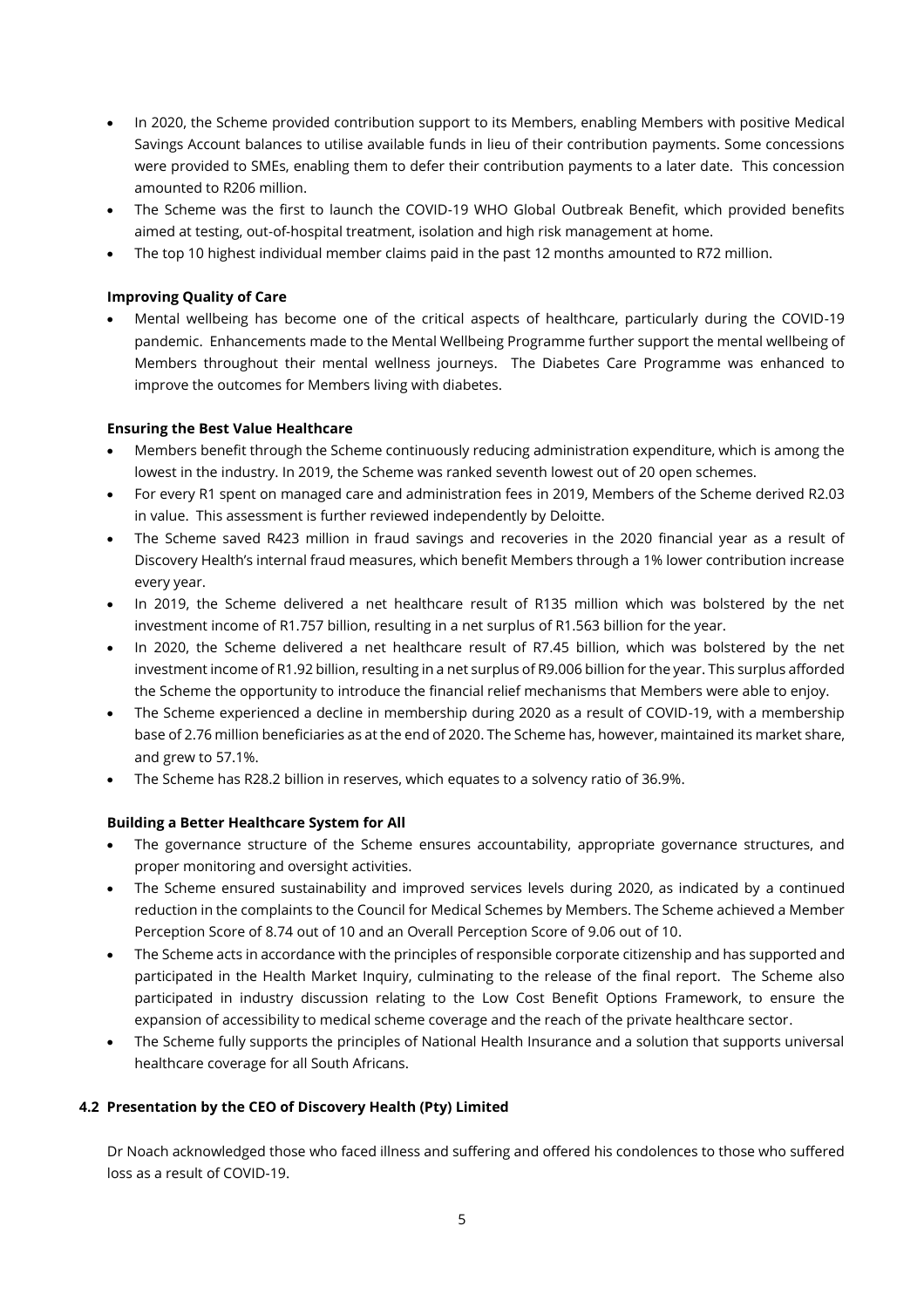- In 2020, the Scheme provided contribution support to its Members, enabling Members with positive Medical Savings Account balances to utilise available funds in lieu of their contribution payments. Some concessions were provided to SMEs, enabling them to defer their contribution payments to a later date. This concession amounted to R206 million.
- The Scheme was the first to launch the COVID-19 WHO Global Outbreak Benefit, which provided benefits aimed at testing, out-of-hospital treatment, isolation and high risk management at home.
- The top 10 highest individual member claims paid in the past 12 months amounted to R72 million.

**Improving Quality of Care**

- Mental wellbeing has become one of the critical aspects of healthcare, particularly during the COVID-19 pandemic. Enhancements made to the Mental Wellbeing Programme further support the mental wellbeing of Members throughout their mental wellness journeys. The Diabetes Care Programme was enhanced to improve the outcomes for Members living with diabetes.

**Ensuring the Best Value Healthcare**

- Members benefit through the Scheme continuously reducing administration expenditure, which is among the lowest in the industry. In 2019, the Scheme was ranked seventh lowest out of 20 open schemes.
- For every R1 spent on managed care and administration fees in 2019, Members of the Scheme derived R2.03 in value. This assessment is further reviewed independently by Deloitte.
- The Scheme saved R423 million in fraud savings and recoveries in the 2020 financial year as a result of Discovery Health's internal fraud measures, which benefit Members through a 1% lower contribution increase every year.
- In 2019, the Scheme delivered a net healthcare result of R135 million which was bolstered by the net investment income of R1.757 billion, resulting in a net surplus of R1.563 billion for the year.
- In 2020, the Scheme delivered a net healthcare result of R7.45 billion, which was bolstered by the net investment income of R1.92 billion, resulting in a net surplus of R9.006 billion for the year. This surplus afforded the Scheme the opportunity to introduce the financial relief mechanisms that Members were able to enjoy.
- The Scheme experienced a decline in membership during 2020 as a result of COVID-19, with a membership base of 2.76 million beneficiaries as at the end of 2020. The Scheme has, however, maintained its market share, and grew to 57.1%.
- The Scheme has R28.2 billion in reserves, which equates to a solvency ratio of 36.9%.

**Building a Better Healthcare System for All**

- The governance structure of the Scheme ensures accountability, appropriate governance structures, and proper monitoring and oversight activities.
- The Scheme ensured sustainability and improved services levels during 2020, as indicated by a continued reduction in the complaints to the Council for Medical Schemes by Members. The Scheme achieved a Member Perception Score of 8.74 out of 10 and an Overall Perception Score of 9.06 out of 10.
- The Scheme acts in accordance with the principles of responsible corporate citizenship and has supported and participated in the Health Market Inquiry, culminating to the release of the final report. The Scheme also participated in industry discussion relating to the Low Cost Benefit Options Framework, to ensure the expansion of accessibility to medical scheme coverage and the reach of the private healthcare sector.
- The Scheme fully supports the principles of National Health Insurance and a solution that supports universal healthcare coverage for all South Africans.

### 4.2 Presentation by the CEO of Discovery Health (Pty) Limited

Dr Noach acknowledged those who faced illness and suffering and offered his condolences to those who suffered loss as a result of COVID-19.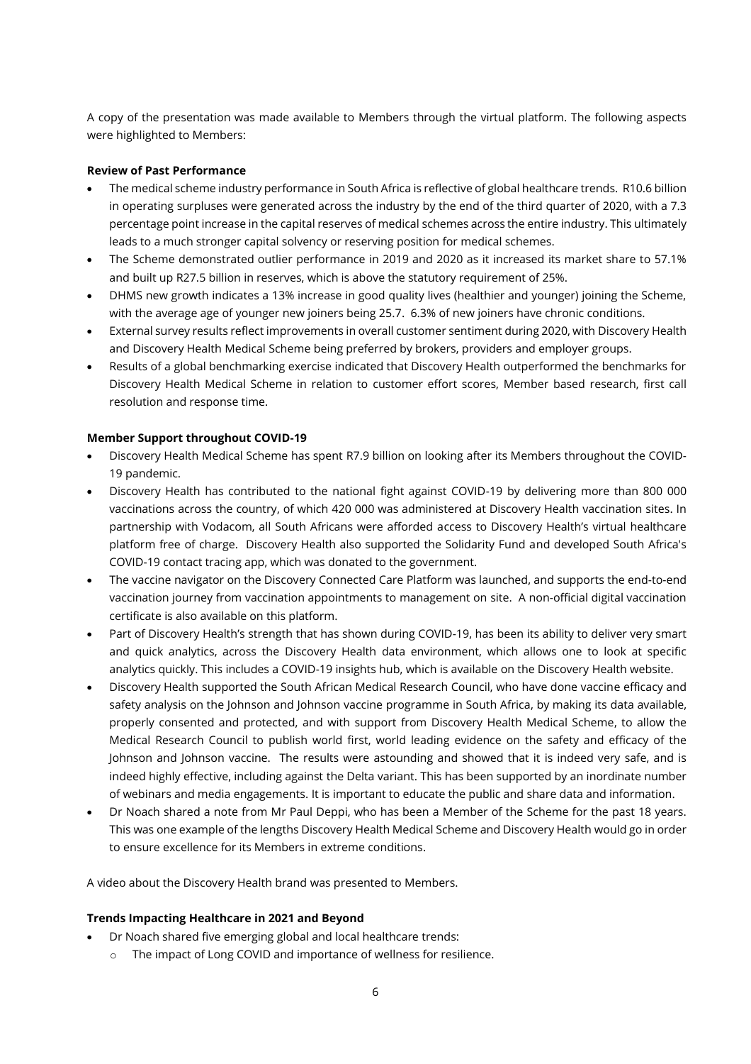A copy of the presentation was made available to Members through the virtual platform. The following aspects were highlighted to Members:

**Review of Past Performance**

- The medical scheme industry performance in South Africa is reflective of global healthcare trends. R10.6 billion in operating surpluses were generated across the industry by the end of the third quarter of 2020, with a 7.3 percentage point increase in the capital reserves of medical schemes across the entire industry. This ultimately leads to a much stronger capital solvency or reserving position for medical schemes.
- The Scheme demonstrated outlier performance in 2019 and 2020 as it increased its market share to 57.1% and built up R27.5 billion in reserves, which is above the statutory requirement of 25%.
- DHMS new growth indicates a 13% increase in good quality lives (healthier and younger) joining the Scheme, with the average age of younger new joiners being 25.7. 6.3% of new joiners have chronic conditions.
- External survey results reflect improvements in overall customer sentiment during 2020, with Discovery Health and Discovery Health Medical Scheme being preferred by brokers, providers and employer groups.
- Results of a global benchmarking exercise indicated that Discovery Health outperformed the benchmarks for Discovery Health Medical Scheme in relation to customer effort scores, Member based research, first call resolution and response time.

**Member Support throughout COVID-19**

- Discovery Health Medical Scheme has spent R7.9 billion on looking after its Members throughout the COVID-19 pandemic.
- Discovery Health has contributed to the national fight against COVID-19 by delivering more than 800 000 vaccinations across the country, of which 420 000 was administered at Discovery Health vaccination sites. In partnership with Vodacom, all South Africans were afforded access to Discovery Health's virtual healthcare platform free of charge. Discovery Health also supported the Solidarity Fund and developed South Africa's COVID-19 contact tracing app, which was donated to the government.
- The vaccine navigator on the Discovery Connected Care Platform was launched, and supports the end-to-end vaccination journey from vaccination appointments to management on site. A non-official digital vaccination certificate is also available on this platform.
- Part of Discovery Health's strength that has shown during COVID-19, has been its ability to deliver very smart and quick analytics, across the Discovery Health data environment, which allows one to look at specific analytics quickly. This includes a COVID-19 insights hub, which is available on the Discovery Health website.
- Discovery Health supported the South African Medical Research Council, who have done vaccine efficacy and safety analysis on the Johnson and Johnson vaccine programme in South Africa, by making its data available, properly consented and protected, and with support from Discovery Health Medical Scheme, to allow the Medical Research Council to publish world first, world leading evidence on the safety and efficacy of the Johnson and Johnson vaccine. The results were astounding and showed that it is indeed very safe, and is indeed highly effective, including against the Delta variant. This has been supported by an inordinate number of webinars and media engagements. It is important to educate the public and share data and information.
- Dr Noach shared a note from Mr Paul Deppi, who has been a Member of the Scheme for the past 18 years. This was one example of the lengths Discovery Health Medical Scheme and Discovery Health would go in order to ensure excellence for its Members in extreme conditions.

A video about the Discovery Health brand was presented to Members.

**Trends Impacting Healthcare in 2021 and Beyond**

- Dr Noach shared five emerging global and local healthcare trends:
  - The impact of Long COVID and importance of wellness for resilience.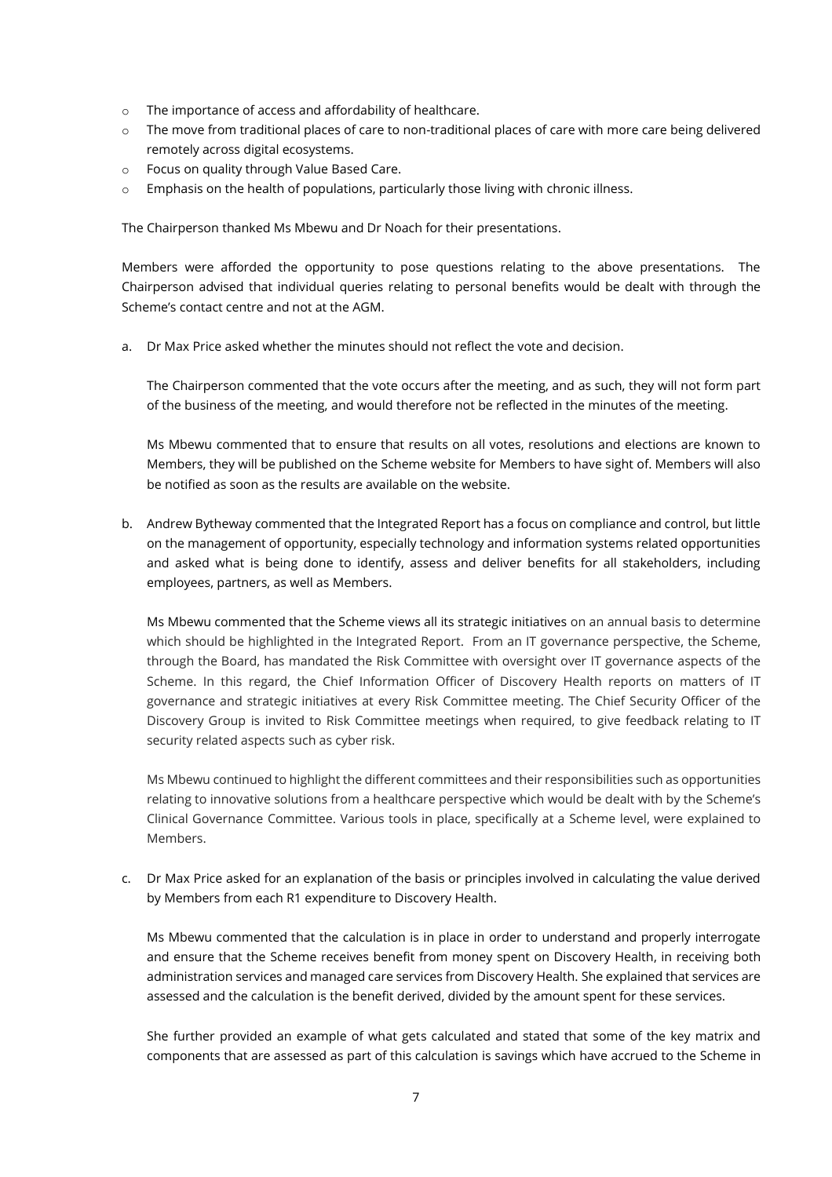- The importance of access and affordability of healthcare.
- The move from traditional places of care to non-traditional places of care with more care being delivered remotely across digital ecosystems.
- Focus on quality through Value Based Care.
- Emphasis on the health of populations, particularly those living with chronic illness.

The Chairperson thanked Ms Mbewu and Dr Noach for their presentations.

Members were afforded the opportunity to pose questions relating to the above presentations. The Chairperson advised that individual queries relating to personal benefits would be dealt with through the Scheme's contact centre and not at the AGM.

a. Dr Max Price asked whether the minutes should not reflect the vote and decision.

   The Chairperson commented that the vote occurs after the meeting, and as such, they will not form part of the business of the meeting, and would therefore not be reflected in the minutes of the meeting.

   Ms Mbewu commented that to ensure that results on all votes, resolutions and elections are known to Members, they will be published on the Scheme website for Members to have sight of. Members will also be notified as soon as the results are available on the website.

b. Andrew Bytheway commented that the Integrated Report has a focus on compliance and control, but little on the management of opportunity, especially technology and information systems related opportunities and asked what is being done to identify, assess and deliver benefits for all stakeholders, including employees, partners, as well as Members.

   Ms Mbewu commented that the Scheme views all its strategic initiatives on an annual basis to determine which should be highlighted in the Integrated Report. From an IT governance perspective, the Scheme, through the Board, has mandated the Risk Committee with oversight over IT governance aspects of the Scheme. In this regard, the Chief Information Officer of Discovery Health reports on matters of IT governance and strategic initiatives at every Risk Committee meeting. The Chief Security Officer of the Discovery Group is invited to Risk Committee meetings when required, to give feedback relating to IT security related aspects such as cyber risk.

   Ms Mbewu continued to highlight the different committees and their responsibilities such as opportunities relating to innovative solutions from a healthcare perspective which would be dealt with by the Scheme's Clinical Governance Committee. Various tools in place, specifically at a Scheme level, were explained to Members.

c. Dr Max Price asked for an explanation of the basis or principles involved in calculating the value derived by Members from each R1 expenditure to Discovery Health.

   Ms Mbewu commented that the calculation is in place in order to understand and properly interrogate and ensure that the Scheme receives benefit from money spent on Discovery Health, in receiving both administration services and managed care services from Discovery Health. She explained that services are assessed and the calculation is the benefit derived, divided by the amount spent for these services.

   She further provided an example of what gets calculated and stated that some of the key matrix and components that are assessed as part of this calculation is savings which have accrued to the Scheme in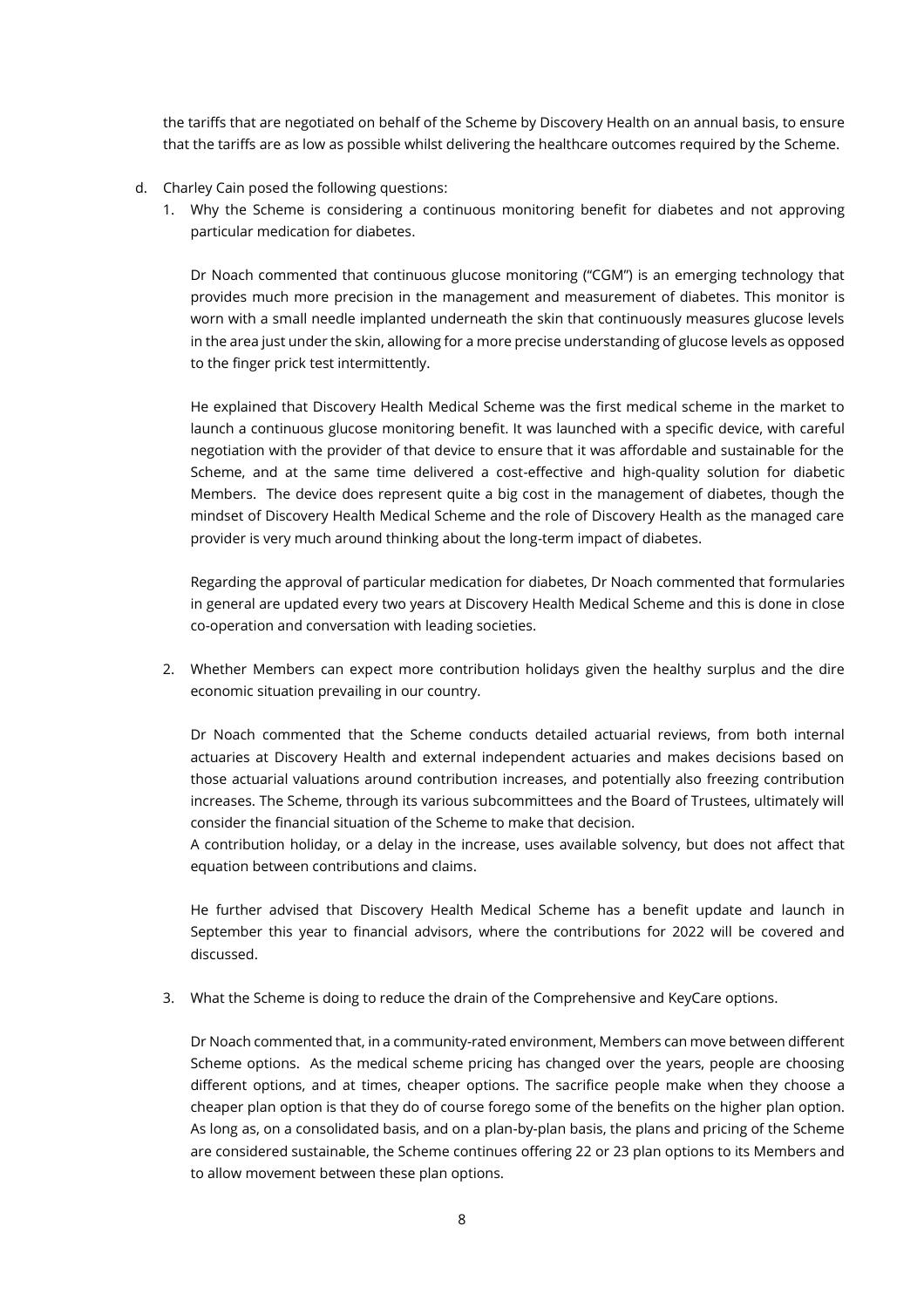the tariffs that are negotiated on behalf of the Scheme by Discovery Health on an annual basis, to ensure that the tariffs are as low as possible whilst delivering the healthcare outcomes required by the Scheme.

d. Charley Cain posed the following questions:

   1. Why the Scheme is considering a continuous monitoring benefit for diabetes and not approving particular medication for diabetes.

      Dr Noach commented that continuous glucose monitoring ("CGM") is an emerging technology that provides much more precision in the management and measurement of diabetes. This monitor is worn with a small needle implanted underneath the skin that continuously measures glucose levels in the area just under the skin, allowing for a more precise understanding of glucose levels as opposed to the finger prick test intermittently.

      He explained that Discovery Health Medical Scheme was the first medical scheme in the market to launch a continuous glucose monitoring benefit. It was launched with a specific device, with careful negotiation with the provider of that device to ensure that it was affordable and sustainable for the Scheme, and at the same time delivered a cost-effective and high-quality solution for diabetic Members. The device does represent quite a big cost in the management of diabetes, though the mindset of Discovery Health Medical Scheme and the role of Discovery Health as the managed care provider is very much around thinking about the long-term impact of diabetes.

      Regarding the approval of particular medication for diabetes, Dr Noach commented that formularies in general are updated every two years at Discovery Health Medical Scheme and this is done in close co-operation and conversation with leading societies.

   2. Whether Members can expect more contribution holidays given the healthy surplus and the dire economic situation prevailing in our country.

      Dr Noach commented that the Scheme conducts detailed actuarial reviews, from both internal actuaries at Discovery Health and external independent actuaries and makes decisions based on those actuarial valuations around contribution increases, and potentially also freezing contribution increases. The Scheme, through its various subcommittees and the Board of Trustees, ultimately will consider the financial situation of the Scheme to make that decision.
      A contribution holiday, or a delay in the increase, uses available solvency, but does not affect that equation between contributions and claims.

      He further advised that Discovery Health Medical Scheme has a benefit update and launch in September this year to financial advisors, where the contributions for 2022 will be covered and discussed.

   3. What the Scheme is doing to reduce the drain of the Comprehensive and KeyCare options.

      Dr Noach commented that, in a community-rated environment, Members can move between different Scheme options. As the medical scheme pricing has changed over the years, people are choosing different options, and at times, cheaper options. The sacrifice people make when they choose a cheaper plan option is that they do of course forego some of the benefits on the higher plan option. As long as, on a consolidated basis, and on a plan-by-plan basis, the plans and pricing of the Scheme are considered sustainable, the Scheme continues offering 22 or 23 plan options to its Members and to allow movement between these plan options.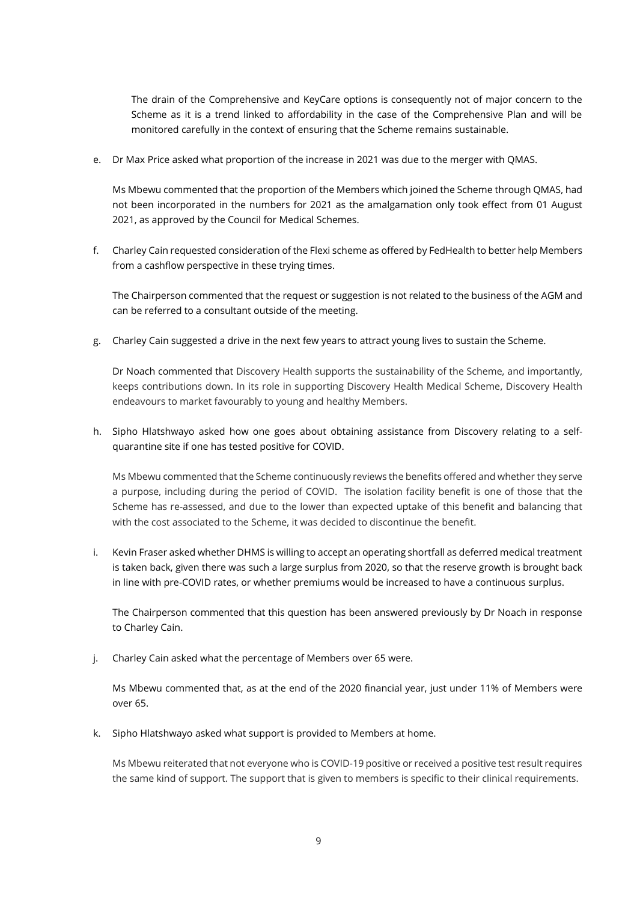The drain of the Comprehensive and KeyCare options is consequently not of major concern to the Scheme as it is a trend linked to affordability in the case of the Comprehensive Plan and will be monitored carefully in the context of ensuring that the Scheme remains sustainable.

e. Dr Max Price asked what proportion of the increase in 2021 was due to the merger with QMAS.

   Ms Mbewu commented that the proportion of the Members which joined the Scheme through QMAS, had not been incorporated in the numbers for 2021 as the amalgamation only took effect from 01 August 2021, as approved by the Council for Medical Schemes.

f. Charley Cain requested consideration of the Flexi scheme as offered by FedHealth to better help Members from a cashflow perspective in these trying times.

   The Chairperson commented that the request or suggestion is not related to the business of the AGM and can be referred to a consultant outside of the meeting.

g. Charley Cain suggested a drive in the next few years to attract young lives to sustain the Scheme.

   Dr Noach commented that Discovery Health supports the sustainability of the Scheme, and importantly, keeps contributions down. In its role in supporting Discovery Health Medical Scheme, Discovery Health endeavours to market favourably to young and healthy Members.

h. Sipho Hlatshwayo asked how one goes about obtaining assistance from Discovery relating to a self-quarantine site if one has tested positive for COVID.

   Ms Mbewu commented that the Scheme continuously reviews the benefits offered and whether they serve a purpose, including during the period of COVID. The isolation facility benefit is one of those that the Scheme has re-assessed, and due to the lower than expected uptake of this benefit and balancing that with the cost associated to the Scheme, it was decided to discontinue the benefit.

i. Kevin Fraser asked whether DHMS is willing to accept an operating shortfall as deferred medical treatment is taken back, given there was such a large surplus from 2020, so that the reserve growth is brought back in line with pre-COVID rates, or whether premiums would be increased to have a continuous surplus.

   The Chairperson commented that this question has been answered previously by Dr Noach in response to Charley Cain.

j. Charley Cain asked what the percentage of Members over 65 were.

   Ms Mbewu commented that, as at the end of the 2020 financial year, just under 11% of Members were over 65.

k. Sipho Hlatshwayo asked what support is provided to Members at home.

   Ms Mbewu reiterated that not everyone who is COVID-19 positive or received a positive test result requires the same kind of support. The support that is given to members is specific to their clinical requirements.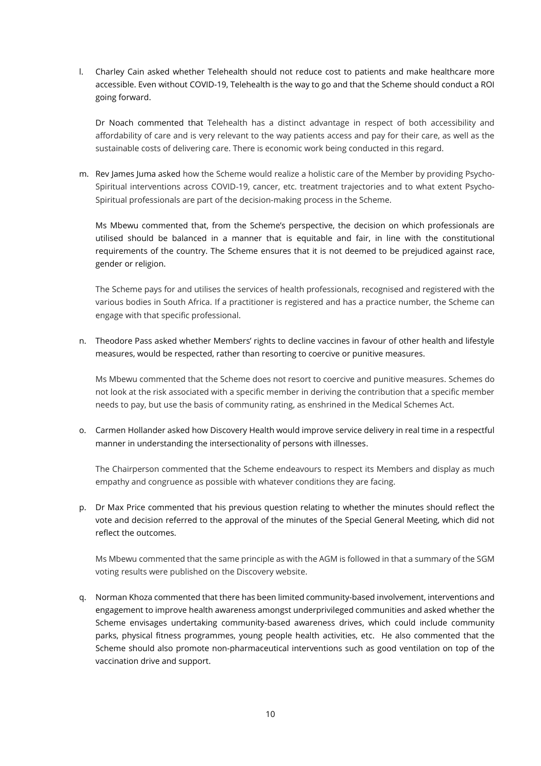l. Charley Cain asked whether Telehealth should not reduce cost to patients and make healthcare more accessible. Even without COVID-19, Telehealth is the way to go and that the Scheme should conduct a ROI going forward.

   Dr Noach commented that Telehealth has a distinct advantage in respect of both accessibility and affordability of care and is very relevant to the way patients access and pay for their care, as well as the sustainable costs of delivering care. There is economic work being conducted in this regard.

m. Rev James Juma asked how the Scheme would realize a holistic care of the Member by providing Psycho-Spiritual interventions across COVID-19, cancer, etc. treatment trajectories and to what extent Psycho-Spiritual professionals are part of the decision-making process in the Scheme.

   Ms Mbewu commented that, from the Scheme's perspective, the decision on which professionals are utilised should be balanced in a manner that is equitable and fair, in line with the constitutional requirements of the country. The Scheme ensures that it is not deemed to be prejudiced against race, gender or religion.

   The Scheme pays for and utilises the services of health professionals, recognised and registered with the various bodies in South Africa. If a practitioner is registered and has a practice number, the Scheme can engage with that specific professional.

n. Theodore Pass asked whether Members' rights to decline vaccines in favour of other health and lifestyle measures, would be respected, rather than resorting to coercive or punitive measures.

   Ms Mbewu commented that the Scheme does not resort to coercive and punitive measures. Schemes do not look at the risk associated with a specific member in deriving the contribution that a specific member needs to pay, but use the basis of community rating, as enshrined in the Medical Schemes Act.

o. Carmen Hollander asked how Discovery Health would improve service delivery in real time in a respectful manner in understanding the intersectionality of persons with illnesses.

   The Chairperson commented that the Scheme endeavours to respect its Members and display as much empathy and congruence as possible with whatever conditions they are facing.

p. Dr Max Price commented that his previous question relating to whether the minutes should reflect the vote and decision referred to the approval of the minutes of the Special General Meeting, which did not reflect the outcomes.

   Ms Mbewu commented that the same principle as with the AGM is followed in that a summary of the SGM voting results were published on the Discovery website.

q. Norman Khoza commented that there has been limited community-based involvement, interventions and engagement to improve health awareness amongst underprivileged communities and asked whether the Scheme envisages undertaking community-based awareness drives, which could include community parks, physical fitness programmes, young people health activities, etc. He also commented that the Scheme should also promote non-pharmaceutical interventions such as good ventilation on top of the vaccination drive and support.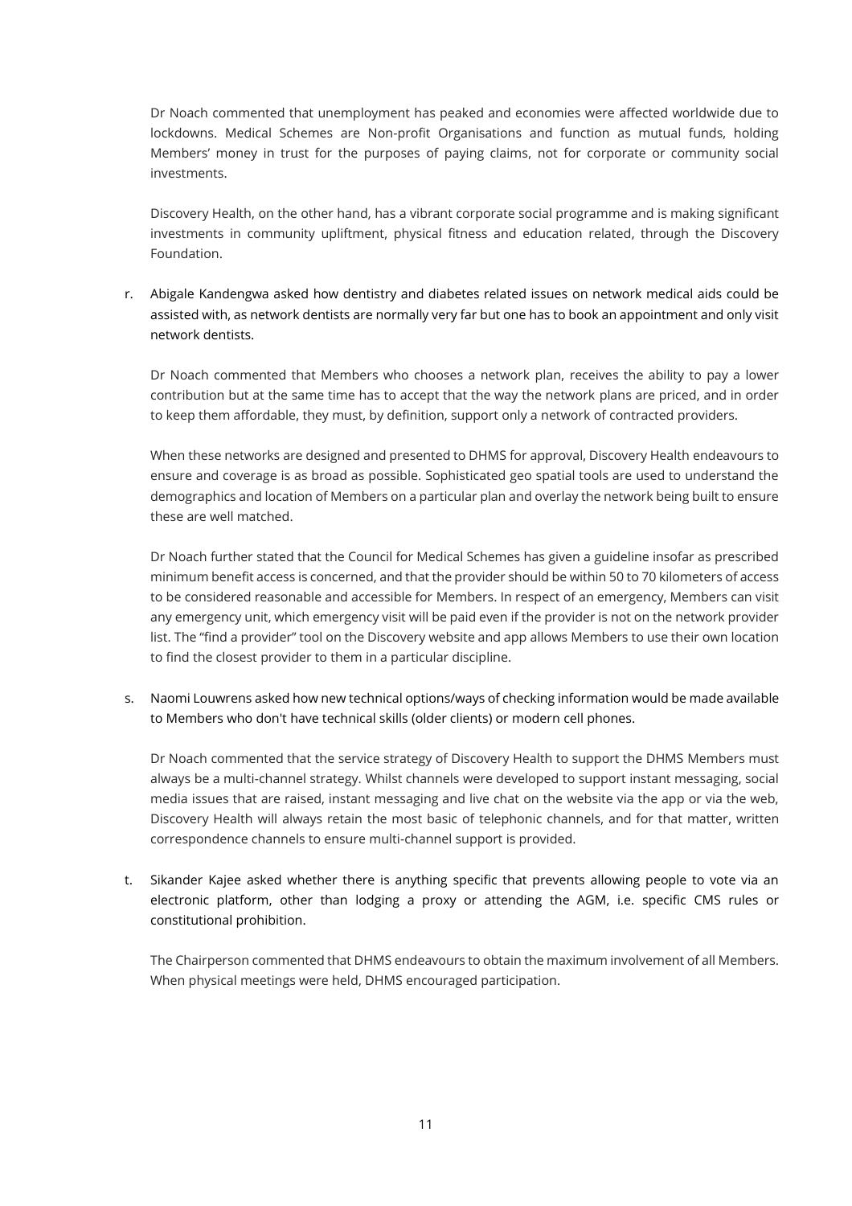Dr Noach commented that unemployment has peaked and economies were affected worldwide due to lockdowns. Medical Schemes are Non-profit Organisations and function as mutual funds, holding Members' money in trust for the purposes of paying claims, not for corporate or community social investments.

Discovery Health, on the other hand, has a vibrant corporate social programme and is making significant investments in community upliftment, physical fitness and education related, through the Discovery Foundation.

r. Abigale Kandengwa asked how dentistry and diabetes related issues on network medical aids could be assisted with, as network dentists are normally very far but one has to book an appointment and only visit network dentists.

   Dr Noach commented that Members who chooses a network plan, receives the ability to pay a lower contribution but at the same time has to accept that the way the network plans are priced, and in order to keep them affordable, they must, by definition, support only a network of contracted providers.

   When these networks are designed and presented to DHMS for approval, Discovery Health endeavours to ensure and coverage is as broad as possible. Sophisticated geo spatial tools are used to understand the demographics and location of Members on a particular plan and overlay the network being built to ensure these are well matched.

   Dr Noach further stated that the Council for Medical Schemes has given a guideline insofar as prescribed minimum benefit access is concerned, and that the provider should be within 50 to 70 kilometers of access to be considered reasonable and accessible for Members. In respect of an emergency, Members can visit any emergency unit, which emergency visit will be paid even if the provider is not on the network provider list. The "find a provider" tool on the Discovery website and app allows Members to use their own location to find the closest provider to them in a particular discipline.

s. Naomi Louwrens asked how new technical options/ways of checking information would be made available to Members who don't have technical skills (older clients) or modern cell phones.

   Dr Noach commented that the service strategy of Discovery Health to support the DHMS Members must always be a multi-channel strategy. Whilst channels were developed to support instant messaging, social media issues that are raised, instant messaging and live chat on the website via the app or via the web, Discovery Health will always retain the most basic of telephonic channels, and for that matter, written correspondence channels to ensure multi-channel support is provided.

t. Sikander Kajee asked whether there is anything specific that prevents allowing people to vote via an electronic platform, other than lodging a proxy or attending the AGM, i.e. specific CMS rules or constitutional prohibition.

   The Chairperson commented that DHMS endeavours to obtain the maximum involvement of all Members. When physical meetings were held, DHMS encouraged participation.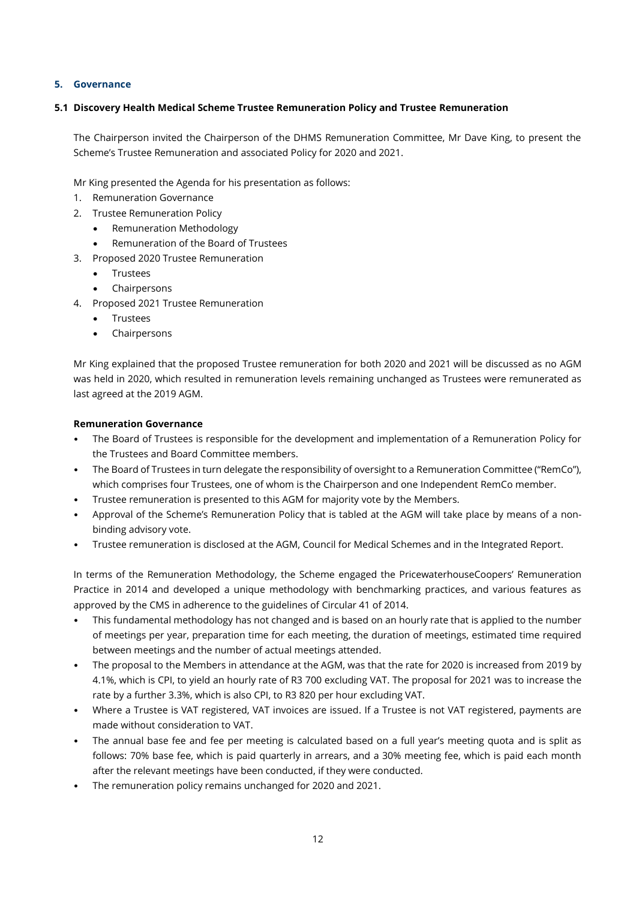## 5. Governance

### 5.1 Discovery Health Medical Scheme Trustee Remuneration Policy and Trustee Remuneration

The Chairperson invited the Chairperson of the DHMS Remuneration Committee, Mr Dave King, to present the Scheme's Trustee Remuneration and associated Policy for 2020 and 2021.

Mr King presented the Agenda for his presentation as follows:

1. Remuneration Governance
2. Trustee Remuneration Policy
   - Remuneration Methodology
   - Remuneration of the Board of Trustees
3. Proposed 2020 Trustee Remuneration
   - Trustees
   - Chairpersons
4. Proposed 2021 Trustee Remuneration
   - Trustees
   - Chairpersons

Mr King explained that the proposed Trustee remuneration for both 2020 and 2021 will be discussed as no AGM was held in 2020, which resulted in remuneration levels remaining unchanged as Trustees were remunerated as last agreed at the 2019 AGM.

**Remuneration Governance**

- The Board of Trustees is responsible for the development and implementation of a Remuneration Policy for the Trustees and Board Committee members.
- The Board of Trustees in turn delegate the responsibility of oversight to a Remuneration Committee ("RemCo"), which comprises four Trustees, one of whom is the Chairperson and one Independent RemCo member.
- Trustee remuneration is presented to this AGM for majority vote by the Members.
- Approval of the Scheme's Remuneration Policy that is tabled at the AGM will take place by means of a non-binding advisory vote.
- Trustee remuneration is disclosed at the AGM, Council for Medical Schemes and in the Integrated Report.

In terms of the Remuneration Methodology, the Scheme engaged the PricewaterhouseCoopers' Remuneration Practice in 2014 and developed a unique methodology with benchmarking practices, and various features as approved by the CMS in adherence to the guidelines of Circular 41 of 2014.

- This fundamental methodology has not changed and is based on an hourly rate that is applied to the number of meetings per year, preparation time for each meeting, the duration of meetings, estimated time required between meetings and the number of actual meetings attended.
- The proposal to the Members in attendance at the AGM, was that the rate for 2020 is increased from 2019 by 4.1%, which is CPI, to yield an hourly rate of R3 700 excluding VAT. The proposal for 2021 was to increase the rate by a further 3.3%, which is also CPI, to R3 820 per hour excluding VAT.
- Where a Trustee is VAT registered, VAT invoices are issued. If a Trustee is not VAT registered, payments are made without consideration to VAT.
- The annual base fee and fee per meeting is calculated based on a full year's meeting quota and is split as follows: 70% base fee, which is paid quarterly in arrears, and a 30% meeting fee, which is paid each month after the relevant meetings have been conducted, if they were conducted.
- The remuneration policy remains unchanged for 2020 and 2021.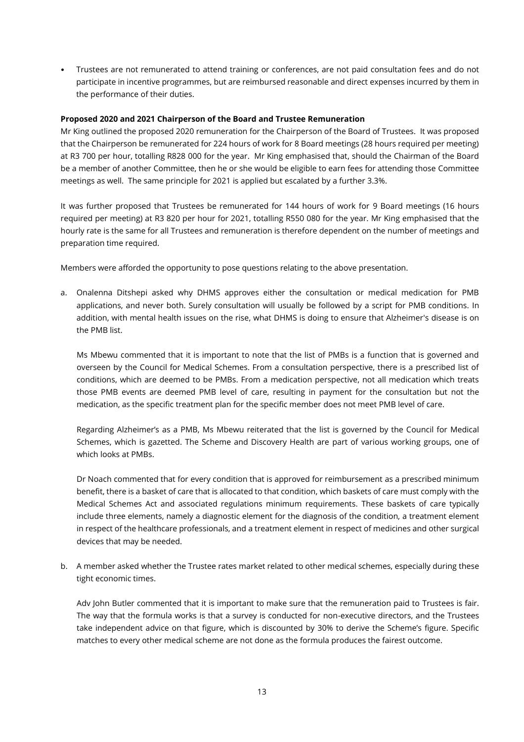- Trustees are not remunerated to attend training or conferences, are not paid consultation fees and do not participate in incentive programmes, but are reimbursed reasonable and direct expenses incurred by them in the performance of their duties.

**Proposed 2020 and 2021 Chairperson of the Board and Trustee Remuneration**

Mr King outlined the proposed 2020 remuneration for the Chairperson of the Board of Trustees. It was proposed that the Chairperson be remunerated for 224 hours of work for 8 Board meetings (28 hours required per meeting) at R3 700 per hour, totalling R828 000 for the year. Mr King emphasised that, should the Chairman of the Board be a member of another Committee, then he or she would be eligible to earn fees for attending those Committee meetings as well. The same principle for 2021 is applied but escalated by a further 3.3%.

It was further proposed that Trustees be remunerated for 144 hours of work for 9 Board meetings (16 hours required per meeting) at R3 820 per hour for 2021, totalling R550 080 for the year. Mr King emphasised that the hourly rate is the same for all Trustees and remuneration is therefore dependent on the number of meetings and preparation time required.

Members were afforded the opportunity to pose questions relating to the above presentation.

a. Onalenna Ditshepi asked why DHMS approves either the consultation or medical medication for PMB applications, and never both. Surely consultation will usually be followed by a script for PMB conditions. In addition, with mental health issues on the rise, what DHMS is doing to ensure that Alzheimer's disease is on the PMB list.

   Ms Mbewu commented that it is important to note that the list of PMBs is a function that is governed and overseen by the Council for Medical Schemes. From a consultation perspective, there is a prescribed list of conditions, which are deemed to be PMBs. From a medication perspective, not all medication which treats those PMB events are deemed PMB level of care, resulting in payment for the consultation but not the medication, as the specific treatment plan for the specific member does not meet PMB level of care.

   Regarding Alzheimer's as a PMB, Ms Mbewu reiterated that the list is governed by the Council for Medical Schemes, which is gazetted. The Scheme and Discovery Health are part of various working groups, one of which looks at PMBs.

   Dr Noach commented that for every condition that is approved for reimbursement as a prescribed minimum benefit, there is a basket of care that is allocated to that condition, which baskets of care must comply with the Medical Schemes Act and associated regulations minimum requirements. These baskets of care typically include three elements, namely a diagnostic element for the diagnosis of the condition, a treatment element in respect of the healthcare professionals, and a treatment element in respect of medicines and other surgical devices that may be needed.

b. A member asked whether the Trustee rates market related to other medical schemes, especially during these tight economic times.

   Adv John Butler commented that it is important to make sure that the remuneration paid to Trustees is fair. The way that the formula works is that a survey is conducted for non-executive directors, and the Trustees take independent advice on that figure, which is discounted by 30% to derive the Scheme's figure. Specific matches to every other medical scheme are not done as the formula produces the fairest outcome.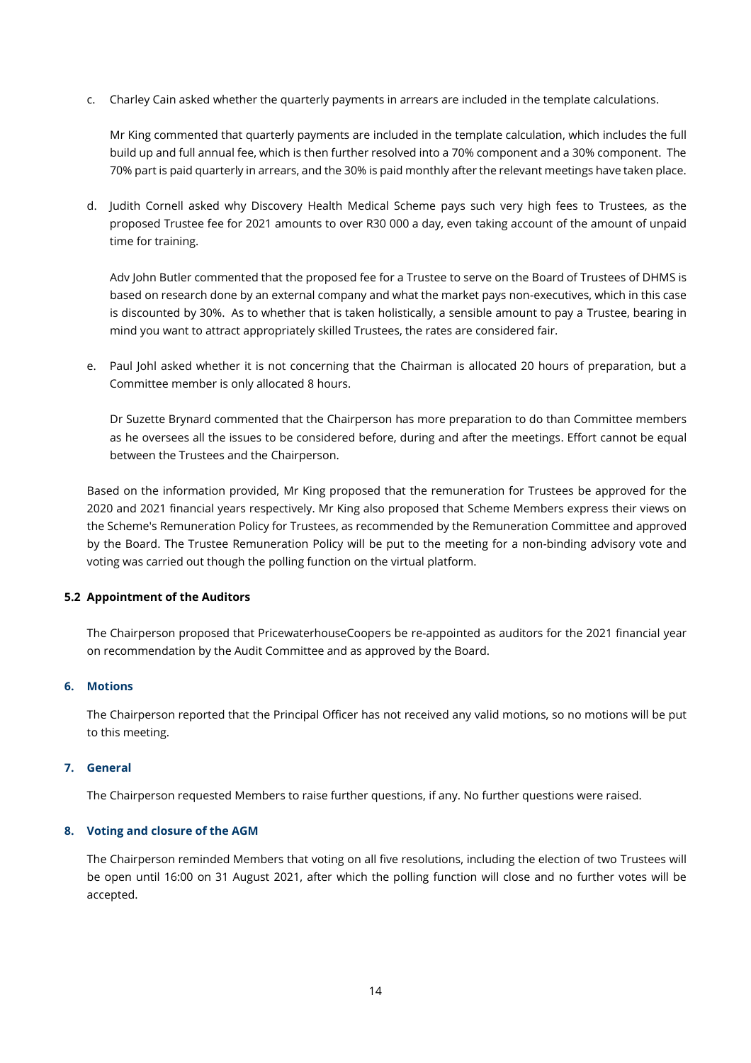c. Charley Cain asked whether the quarterly payments in arrears are included in the template calculations.

   Mr King commented that quarterly payments are included in the template calculation, which includes the full build up and full annual fee, which is then further resolved into a 70% component and a 30% component. The 70% part is paid quarterly in arrears, and the 30% is paid monthly after the relevant meetings have taken place.

d. Judith Cornell asked why Discovery Health Medical Scheme pays such very high fees to Trustees, as the proposed Trustee fee for 2021 amounts to over R30 000 a day, even taking account of the amount of unpaid time for training.

   Adv John Butler commented that the proposed fee for a Trustee to serve on the Board of Trustees of DHMS is based on research done by an external company and what the market pays non-executives, which in this case is discounted by 30%. As to whether that is taken holistically, a sensible amount to pay a Trustee, bearing in mind you want to attract appropriately skilled Trustees, the rates are considered fair.

e. Paul Johl asked whether it is not concerning that the Chairman is allocated 20 hours of preparation, but a Committee member is only allocated 8 hours.

   Dr Suzette Brynard commented that the Chairperson has more preparation to do than Committee members as he oversees all the issues to be considered before, during and after the meetings. Effort cannot be equal between the Trustees and the Chairperson.

Based on the information provided, Mr King proposed that the remuneration for Trustees be approved for the 2020 and 2021 financial years respectively. Mr King also proposed that Scheme Members express their views on the Scheme's Remuneration Policy for Trustees, as recommended by the Remuneration Committee and approved by the Board. The Trustee Remuneration Policy will be put to the meeting for a non-binding advisory vote and voting was carried out though the polling function on the virtual platform.

### 5.2 Appointment of the Auditors

The Chairperson proposed that PricewaterhouseCoopers be re-appointed as auditors for the 2021 financial year on recommendation by the Audit Committee and as approved by the Board.

## 6. Motions

The Chairperson reported that the Principal Officer has not received any valid motions, so no motions will be put to this meeting.

## 7. General

The Chairperson requested Members to raise further questions, if any. No further questions were raised.

## 8. Voting and closure of the AGM

The Chairperson reminded Members that voting on all five resolutions, including the election of two Trustees will be open until 16:00 on 31 August 2021, after which the polling function will close and no further votes will be accepted.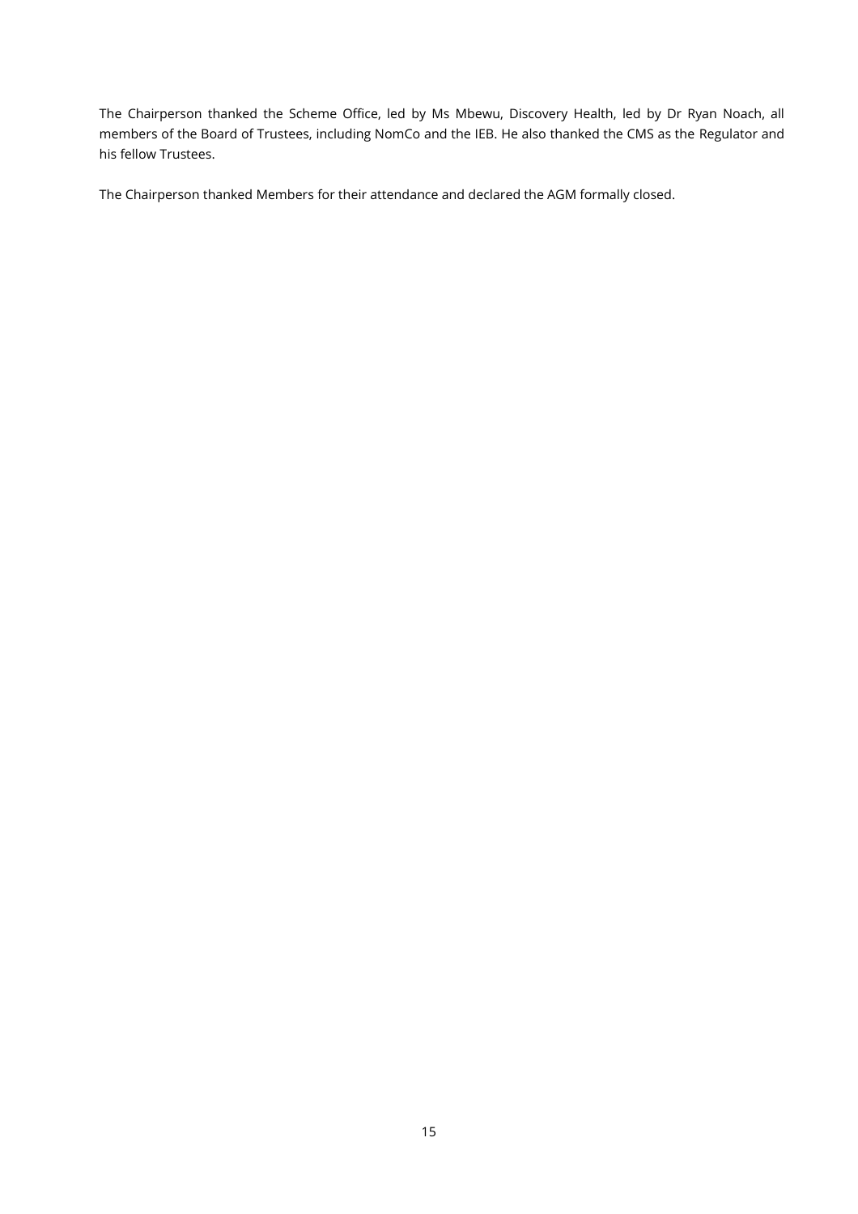The Chairperson thanked the Scheme Office, led by Ms Mbewu, Discovery Health, led by Dr Ryan Noach, all members of the Board of Trustees, including NomCo and the IEB. He also thanked the CMS as the Regulator and his fellow Trustees.

The Chairperson thanked Members for their attendance and declared the AGM formally closed.